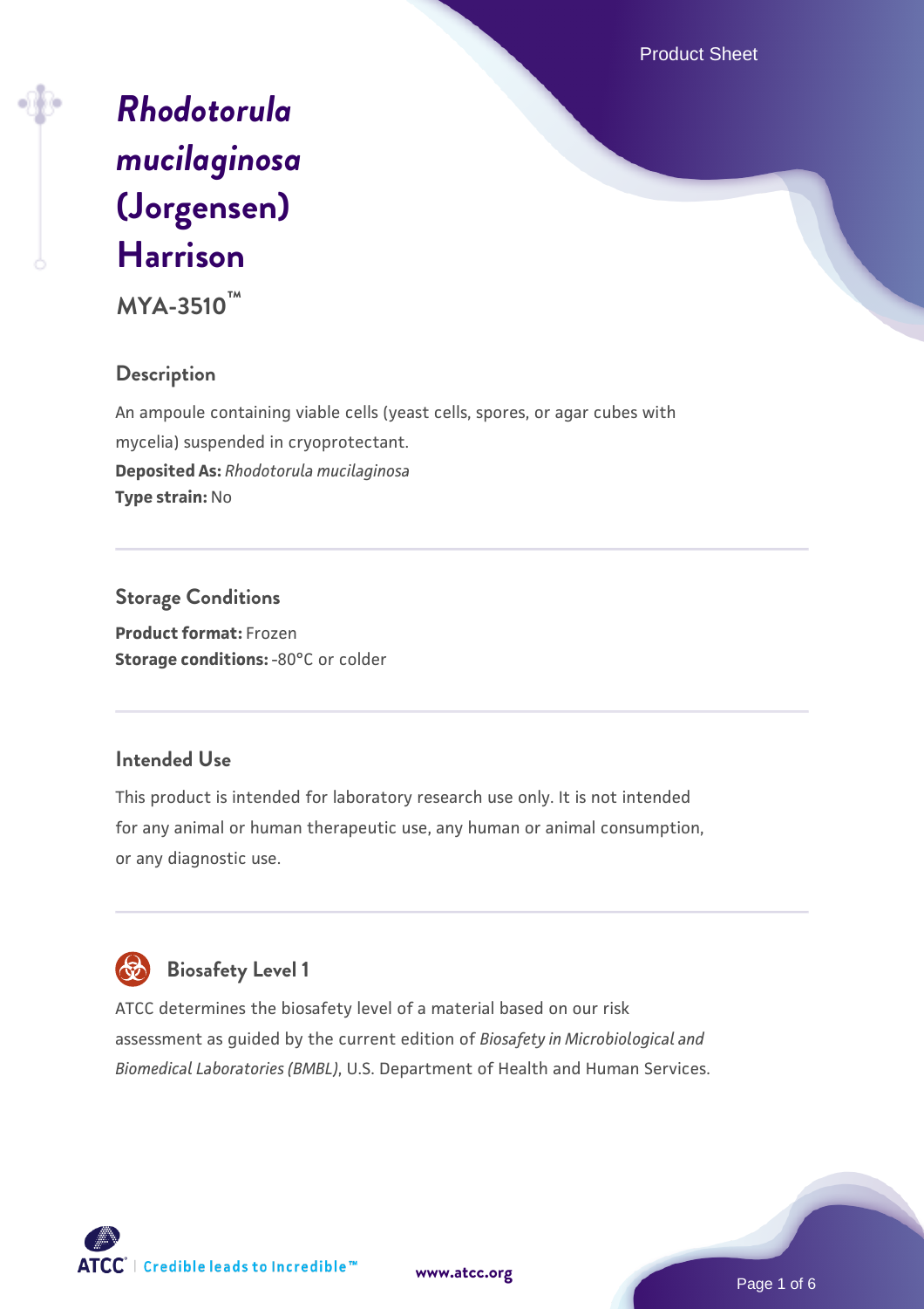# *Rhodotorula mucilaginosa* (Jorgensen) Harrison

**MYA-3510™**

## Description

An ampoule containing viable cells (yeast cells, spores, or agar cubes with mycelia) suspended in cryoprotectant.

**Deposited As:** *Rhodotorula mucilaginosa*

**Type strain:** No

## Storage Conditions

**Product format:** Frozen

**Storage conditions:** -80°C or colder

## Intended Use

This product is intended for laboratory research use only. It is not intended for any animal or human therapeutic use, any human or animal consumption, or any diagnostic use.

## Biosafety Level 1

ATCC determines the biosafety level of a material based on our risk assessment as guided by the current edition of *Biosafety in Microbiological and Biomedical Laboratories (BMBL)*, U.S. Department of Health and Human Services.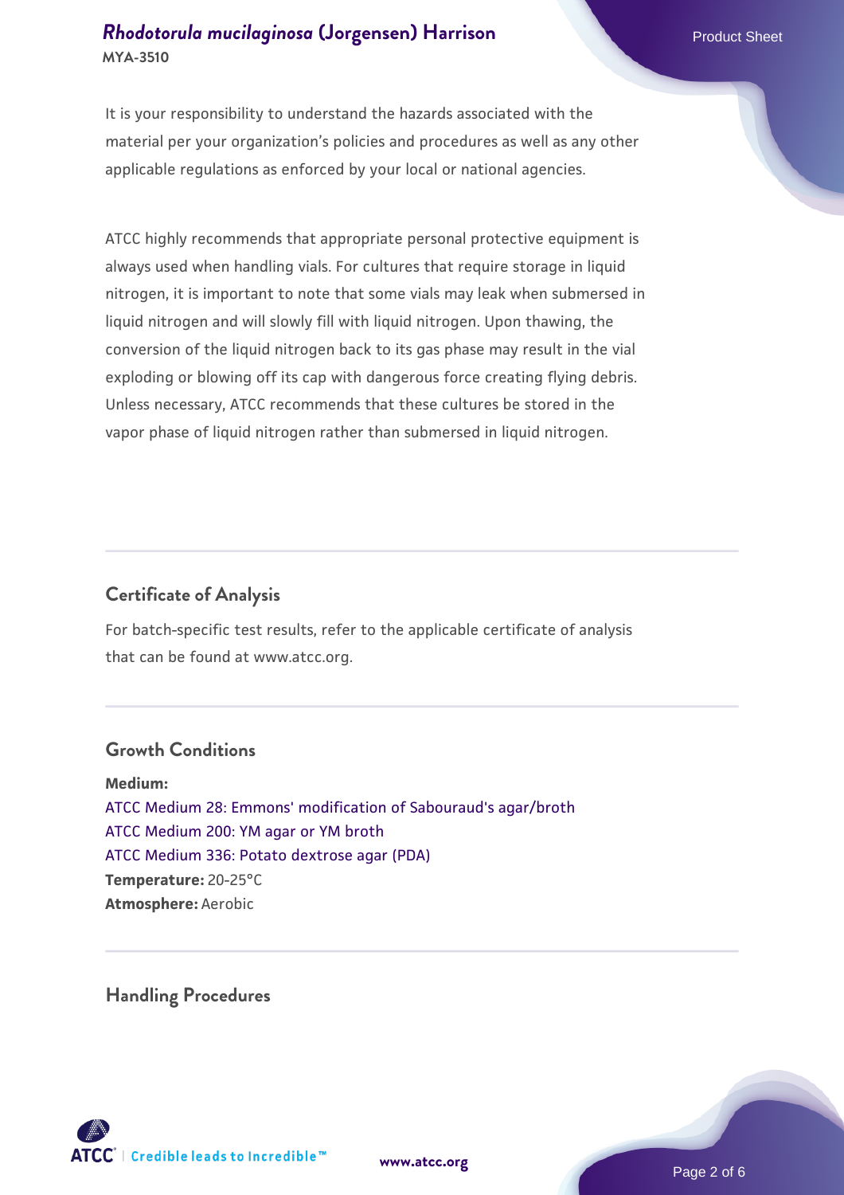It is your responsibility to understand the hazards associated with the material per your organization's policies and procedures as well as any other applicable regulations as enforced by your local or national agencies.

ATCC highly recommends that appropriate personal protective equipment is always used when handling vials. For cultures that require storage in liquid nitrogen, it is important to note that some vials may leak when submersed in liquid nitrogen and will slowly fill with liquid nitrogen. Upon thawing, the conversion of the liquid nitrogen back to its gas phase may result in the vial exploding or blowing off its cap with dangerous force creating flying debris. Unless necessary, ATCC recommends that these cultures be stored in the vapor phase of liquid nitrogen rather than submersed in liquid nitrogen.

## Certificate of Analysis

For batch-specific test results, refer to the applicable certificate of analysis that can be found at www.atcc.org.

## Growth Conditions

**Medium:**
ATCC Medium 28: Emmons' modification of Sabouraud's agar/broth
ATCC Medium 200: YM agar or YM broth
ATCC Medium 336: Potato dextrose agar (PDA)
**Temperature:** 20-25°C
**Atmosphere:** Aerobic

## Handling Procedures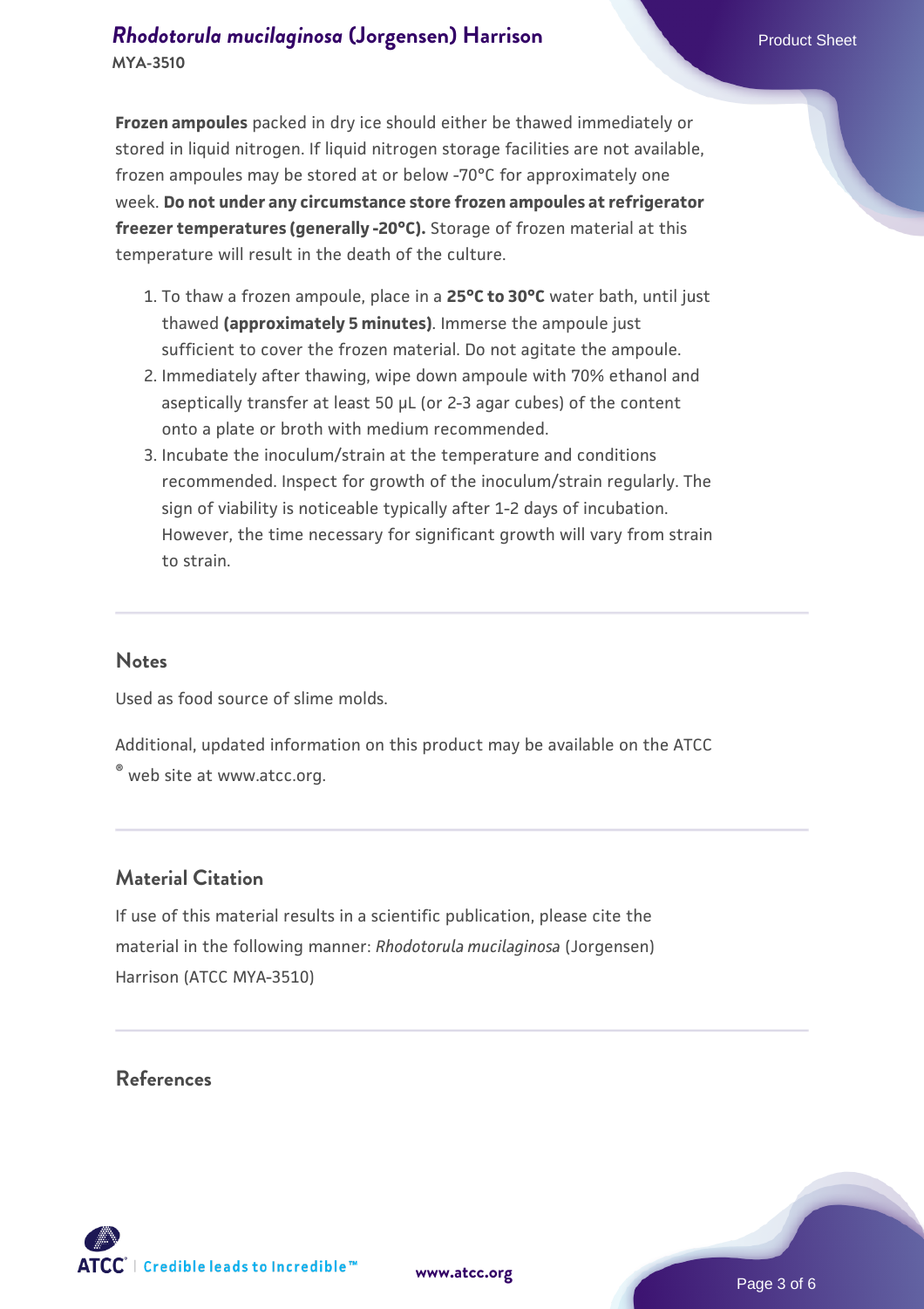**Frozen ampoules** packed in dry ice should either be thawed immediately or stored in liquid nitrogen. If liquid nitrogen storage facilities are not available, frozen ampoules may be stored at or below -70°C for approximately one week. **Do not under any circumstance store frozen ampoules at refrigerator freezer temperatures (generally -20°C).** Storage of frozen material at this temperature will result in the death of the culture.

1. To thaw a frozen ampoule, place in a **25°C to 30°C** water bath, until just thawed **(approximately 5 minutes)**. Immerse the ampoule just sufficient to cover the frozen material. Do not agitate the ampoule.
2. Immediately after thawing, wipe down ampoule with 70% ethanol and aseptically transfer at least 50 µL (or 2-3 agar cubes) of the content onto a plate or broth with medium recommended.
3. Incubate the inoculum/strain at the temperature and conditions recommended. Inspect for growth of the inoculum/strain regularly. The sign of viability is noticeable typically after 1-2 days of incubation. However, the time necessary for significant growth will vary from strain to strain.

## Notes

Used as food source of slime molds.

Additional, updated information on this product may be available on the ATCC® web site at www.atcc.org.

## Material Citation

If use of this material results in a scientific publication, please cite the material in the following manner: *Rhodotorula mucilaginosa* (Jorgensen) Harrison (ATCC MYA-3510)

## References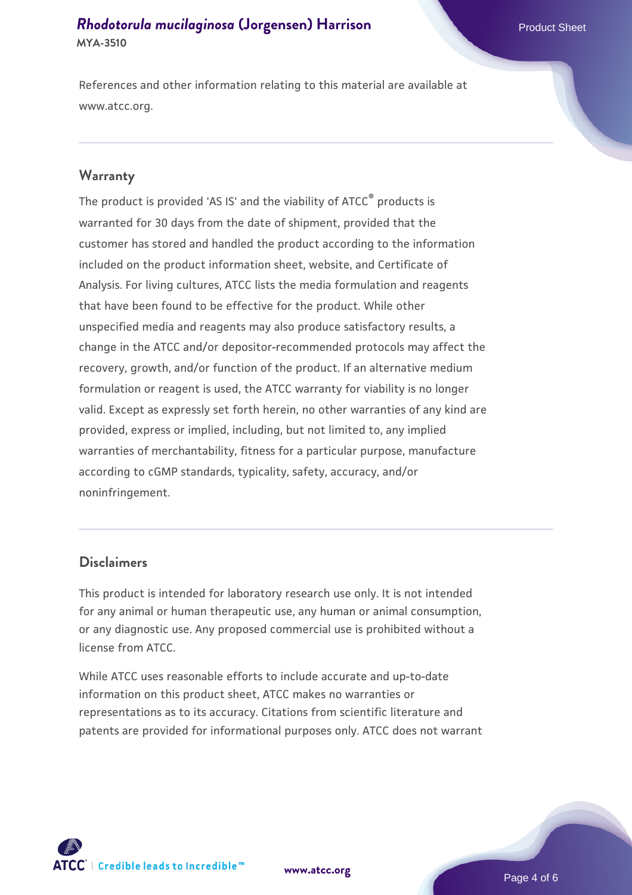References and other information relating to this material are available at www.atcc.org.

## Warranty

The product is provided 'AS IS' and the viability of ATCC® products is warranted for 30 days from the date of shipment, provided that the customer has stored and handled the product according to the information included on the product information sheet, website, and Certificate of Analysis. For living cultures, ATCC lists the media formulation and reagents that have been found to be effective for the product. While other unspecified media and reagents may also produce satisfactory results, a change in the ATCC and/or depositor-recommended protocols may affect the recovery, growth, and/or function of the product. If an alternative medium formulation or reagent is used, the ATCC warranty for viability is no longer valid. Except as expressly set forth herein, no other warranties of any kind are provided, express or implied, including, but not limited to, any implied warranties of merchantability, fitness for a particular purpose, manufacture according to cGMP standards, typicality, safety, accuracy, and/or noninfringement.

## Disclaimers

This product is intended for laboratory research use only. It is not intended for any animal or human therapeutic use, any human or animal consumption, or any diagnostic use. Any proposed commercial use is prohibited without a license from ATCC.

While ATCC uses reasonable efforts to include accurate and up-to-date information on this product sheet, ATCC makes no warranties or representations as to its accuracy. Citations from scientific literature and patents are provided for informational purposes only. ATCC does not warrant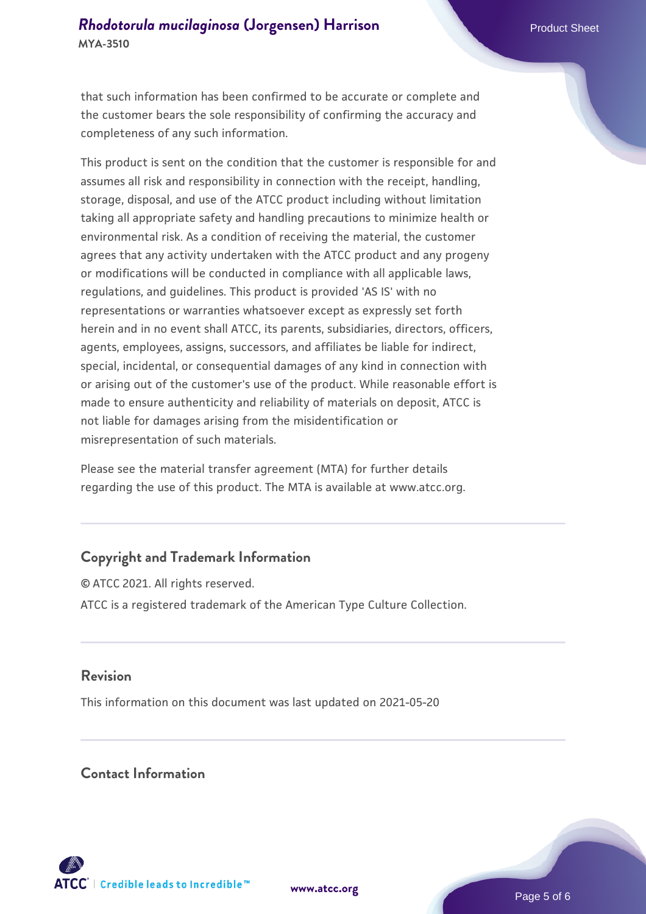that such information has been confirmed to be accurate or complete and the customer bears the sole responsibility of confirming the accuracy and completeness of any such information.

This product is sent on the condition that the customer is responsible for and assumes all risk and responsibility in connection with the receipt, handling, storage, disposal, and use of the ATCC product including without limitation taking all appropriate safety and handling precautions to minimize health or environmental risk. As a condition of receiving the material, the customer agrees that any activity undertaken with the ATCC product and any progeny or modifications will be conducted in compliance with all applicable laws, regulations, and guidelines. This product is provided 'AS IS' with no representations or warranties whatsoever except as expressly set forth herein and in no event shall ATCC, its parents, subsidiaries, directors, officers, agents, employees, assigns, successors, and affiliates be liable for indirect, special, incidental, or consequential damages of any kind in connection with or arising out of the customer's use of the product. While reasonable effort is made to ensure authenticity and reliability of materials on deposit, ATCC is not liable for damages arising from the misidentification or misrepresentation of such materials.

Please see the material transfer agreement (MTA) for further details regarding the use of this product. The MTA is available at www.atcc.org.

## Copyright and Trademark Information

© ATCC 2021. All rights reserved.

ATCC is a registered trademark of the American Type Culture Collection.

## Revision

This information on this document was last updated on 2021-05-20

## Contact Information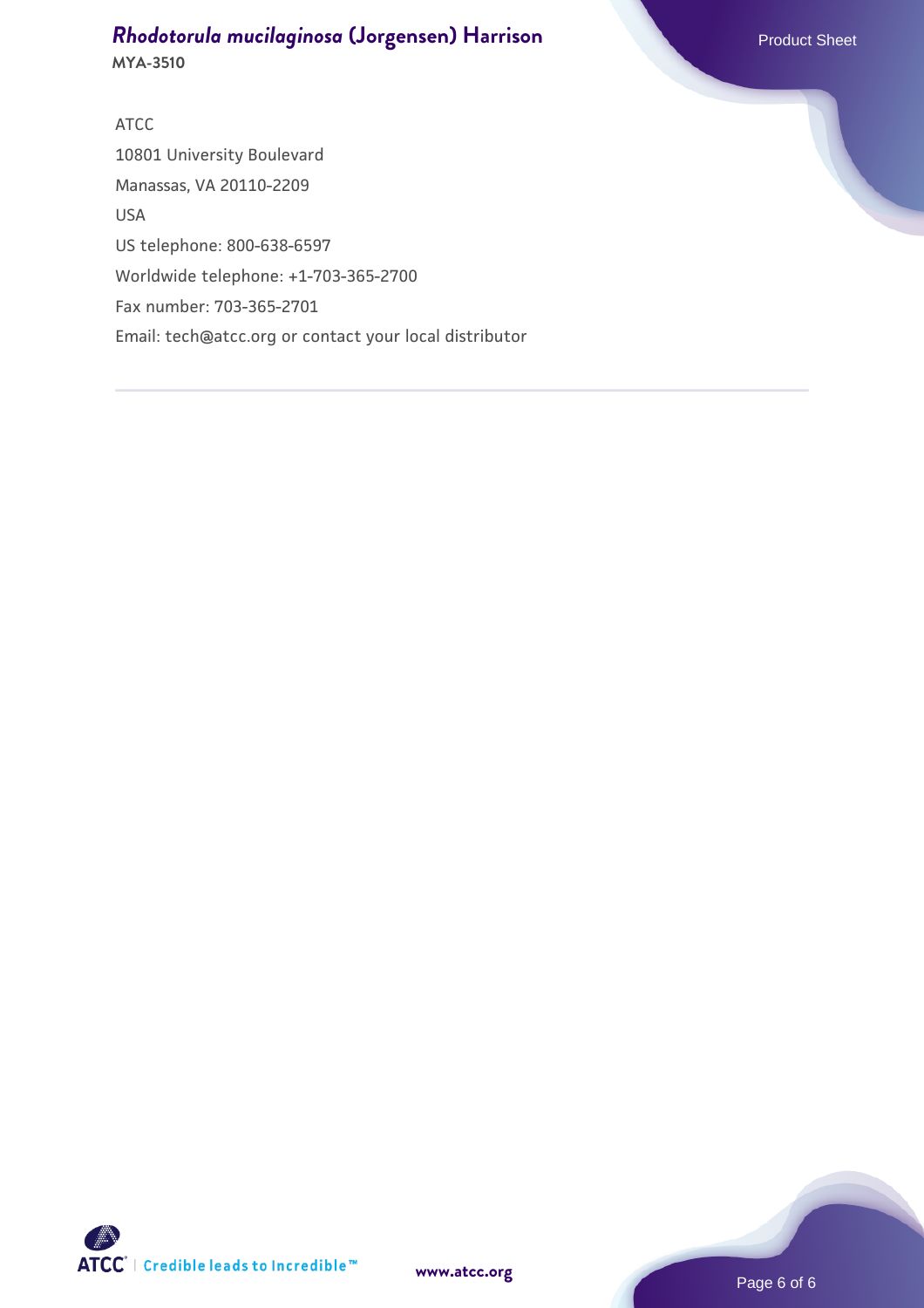ATCC

10801 University Boulevard

Manassas, VA 20110-2209

USA

US telephone: 800-638-6597

Worldwide telephone: +1-703-365-2700

Fax number: 703-365-2701

Email: tech@atcc.org or contact your local distributor